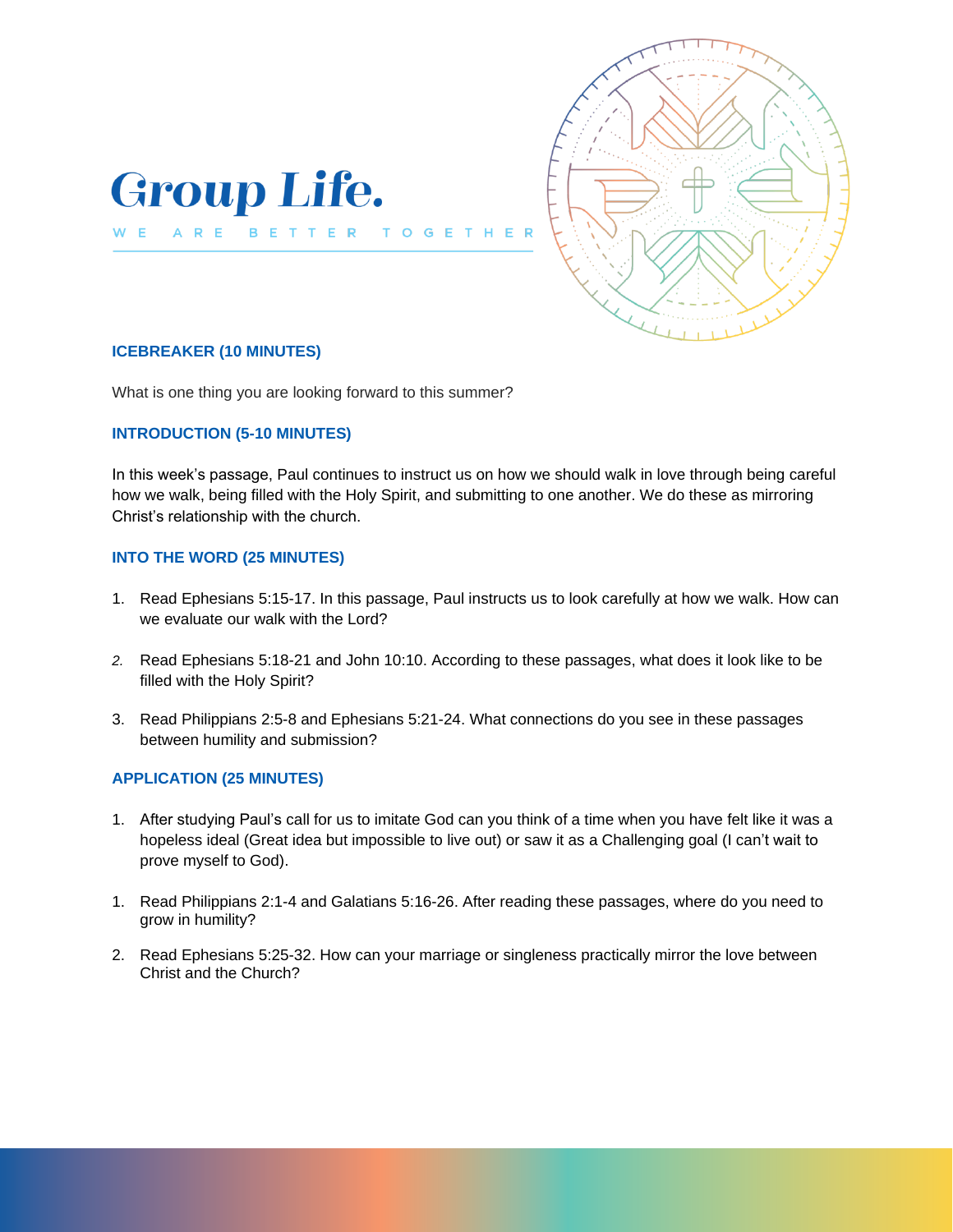# Group Life.

WE ARE BETTER TOGETHER

### ICEBREAKER (10 MINUTES)

What is one thing you are looking forward to this summer?

### INTRODUCTION (5-10 MINUTES)

In this week's passage, Paul continues to instruct us on how we should walk in love through being careful how we walk, being filled with the Holy Spirit, and submitting to one another. We do these as mirroring Christ's relationship with the church.

### INTO THE WORD (25 MINUTES)

1. Read Ephesians 5:15-17. In this passage, Paul instructs us to look carefully at how we walk. How can we evaluate our walk with the Lord?

2. Read Ephesians 5:18-21 and John 10:10. According to these passages, what does it look like to be filled with the Holy Spirit?

3. Read Philippians 2:5-8 and Ephesians 5:21-24. What connections do you see in these passages between humility and submission?

### APPLICATION (25 MINUTES)

1. After studying Paul's call for us to imitate God can you think of a time when you have felt like it was a hopeless ideal (Great idea but impossible to live out) or saw it as a Challenging goal (I can't wait to prove myself to God).

1. Read Philippians 2:1-4 and Galatians 5:16-26. After reading these passages, where do you need to grow in humility?

2. Read Ephesians 5:25-32. How can your marriage or singleness practically mirror the love between Christ and the Church?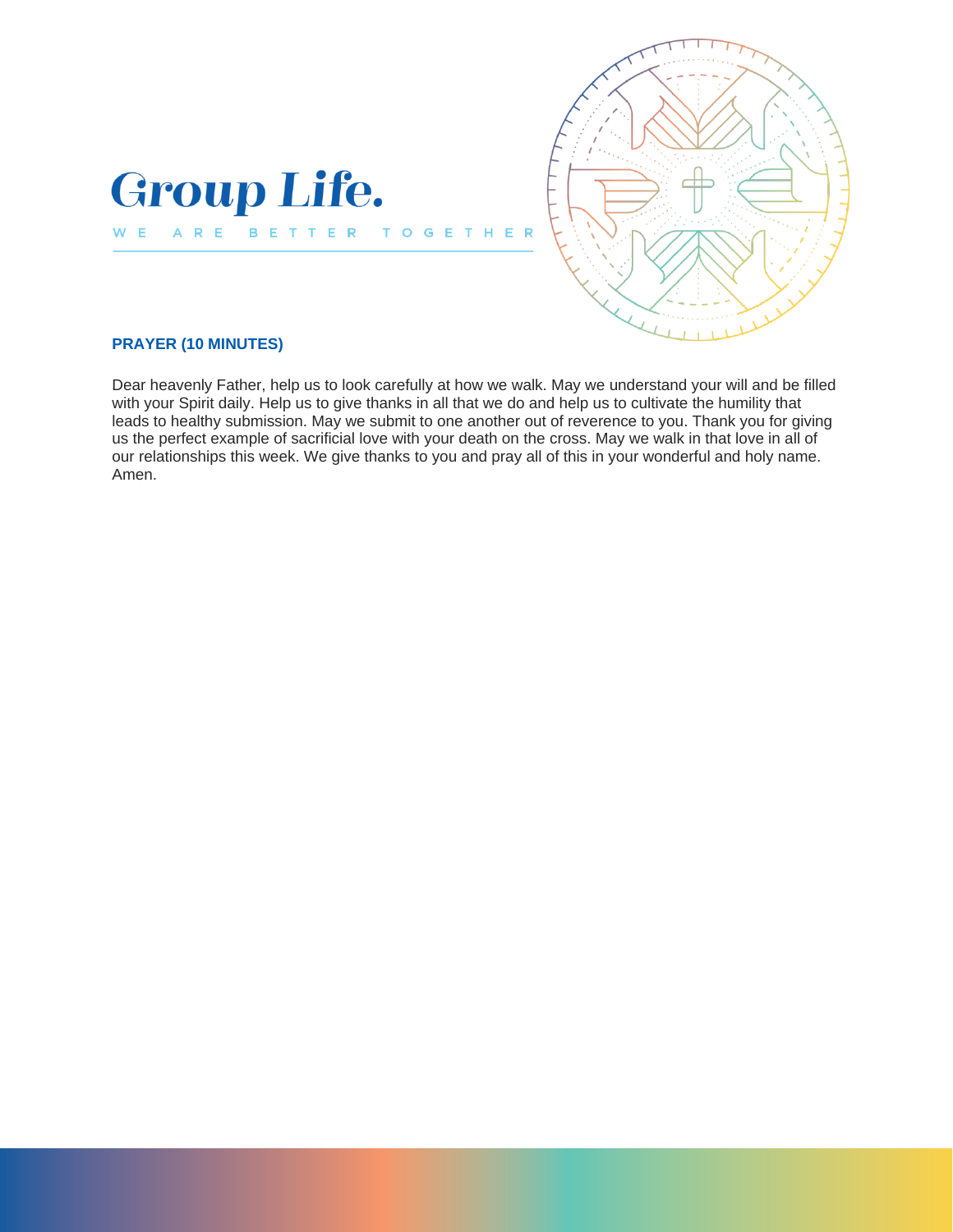# Group Life.

WE ARE BETTER TOGETHER

**PRAYER (10 MINUTES)**

Dear heavenly Father, help us to look carefully at how we walk. May we understand your will and be filled with your Spirit daily. Help us to give thanks in all that we do and help us to cultivate the humility that leads to healthy submission. May we submit to one another out of reverence to you. Thank you for giving us the perfect example of sacrificial love with your death on the cross. May we walk in that love in all of our relationships this week. We give thanks to you and pray all of this in your wonderful and holy name. Amen.